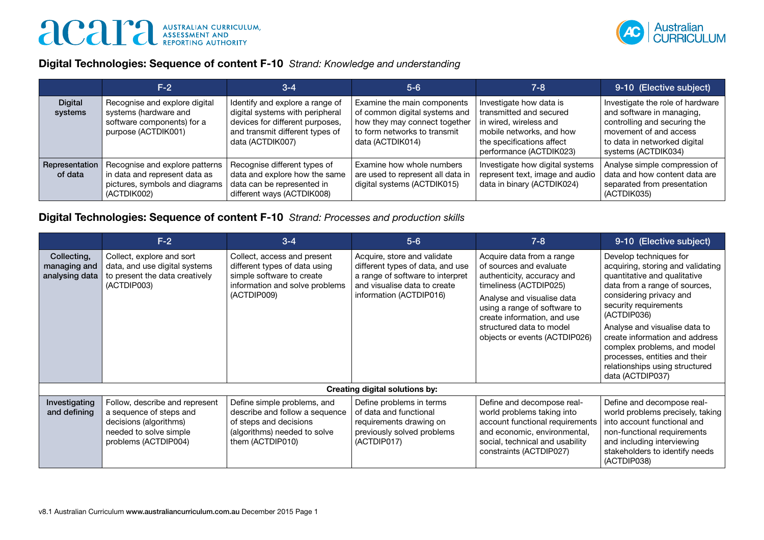## Digital Technologies: Sequence of content F-10 *Strand: Knowledge and understanding*

| | F-2 | 3-4 | 5-6 | 7-8 | 9-10 (Elective subject) |
|---|---|---|---|---|---|
| **Digital systems** | Recognise and explore digital systems (hardware and software components) for a purpose (ACTDIK001) | Identify and explore a range of digital systems with peripheral devices for different purposes, and transmit different types of data (ACTDIK007) | Examine the main components of common digital systems and how they may connect together to form networks to transmit data (ACTDIK014) | Investigate how data is transmitted and secured in wired, wireless and mobile networks, and how the specifications affect performance (ACTDIK023) | Investigate the role of hardware and software in managing, controlling and securing the movement of and access to data in networked digital systems (ACTDIK034) |
| **Representation of data** | Recognise and explore patterns in data and represent data as pictures, symbols and diagrams (ACTDIK002) | Recognise different types of data and explore how the same data can be represented in different ways (ACTDIK008) | Examine how whole numbers are used to represent all data in digital systems (ACTDIK015) | Investigate how digital systems represent text, image and audio data in binary (ACTDIK024) | Analyse simple compression of data and how content data are separated from presentation (ACTDIK035) |

## Digital Technologies: Sequence of content F-10 *Strand: Processes and production skills*

| | F-2 | 3-4 | 5-6 | 7-8 | 9-10 (Elective subject) |
|---|---|---|---|---|---|
| **Collecting, managing and analysing data** | Collect, explore and sort data, and use digital systems to present the data creatively (ACTDIP003) | Collect, access and present different types of data using simple software to create information and solve problems (ACTDIP009) | Acquire, store and validate different types of data, and use a range of software to interpret and visualise data to create information (ACTDIP016) | Acquire data from a range of sources and evaluate authenticity, accuracy and timeliness (ACTDIP025)<br>Analyse and visualise data using a range of software to create information, and use structured data to model objects or events (ACTDIP026) | Develop techniques for acquiring, storing and validating quantitative and qualitative data from a range of sources, considering privacy and security requirements (ACTDIP036)<br>Analyse and visualise data to create information and address complex problems, and model processes, entities and their relationships using structured data (ACTDIP037) |
| **Creating digital solutions by:** | | | | | |
| **Investigating and defining** | Follow, describe and represent a sequence of steps and decisions (algorithms) needed to solve simple problems (ACTDIP004) | Define simple problems, and describe and follow a sequence of steps and decisions (algorithms) needed to solve them (ACTDIP010) | Define problems in terms of data and functional requirements drawing on previously solved problems (ACTDIP017) | Define and decompose real-world problems taking into account functional requirements and economic, environmental, social, technical and usability constraints (ACTDIP027) | Define and decompose real-world problems precisely, taking into account functional and non-functional requirements and including interviewing stakeholders to identify needs (ACTDIP038) |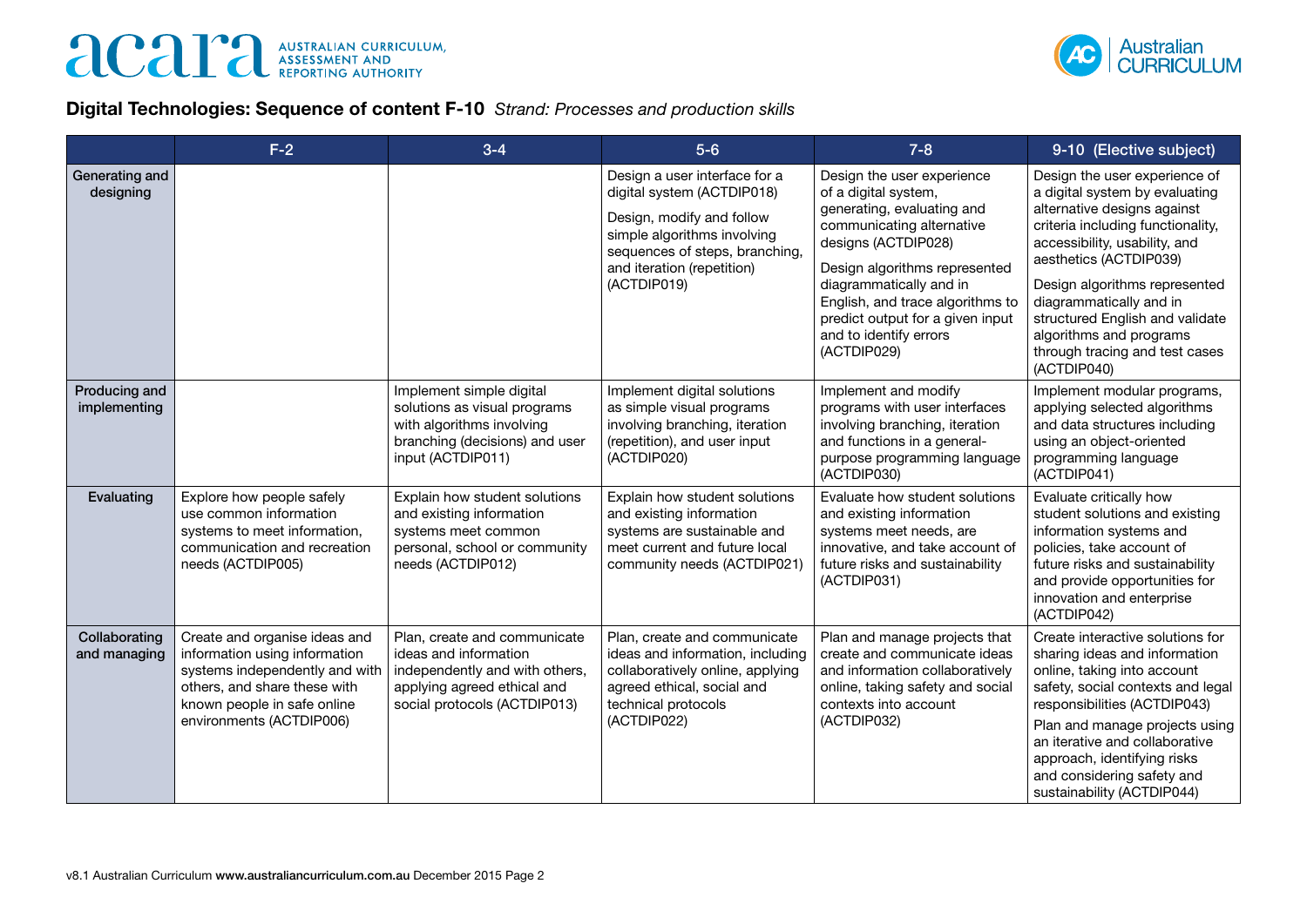## Digital Technologies: Sequence of content F-10 *Strand: Processes and production skills*

| | F-2 | 3-4 | 5-6 | 7-8 | 9-10 (Elective subject) |
|---|---|---|---|---|---|
| Generating and designing | | | Design a user interface for a digital system (ACTDIP018)<br><br>Design, modify and follow simple algorithms involving sequences of steps, branching, and iteration (repetition) (ACTDIP019) | Design the user experience of a digital system, generating, evaluating and communicating alternative designs (ACTDIP028)<br><br>Design algorithms represented diagrammatically and in English, and trace algorithms to predict output for a given input and to identify errors (ACTDIP029) | Design the user experience of a digital system by evaluating alternative designs against criteria including functionality, accessibility, usability, and aesthetics (ACTDIP039)<br><br>Design algorithms represented diagrammatically and in structured English and validate algorithms and programs through tracing and test cases (ACTDIP040) |
| Producing and implementing | | Implement simple digital solutions as visual programs with algorithms involving branching (decisions) and user input (ACTDIP011) | Implement digital solutions as simple visual programs involving branching, iteration (repetition), and user input (ACTDIP020) | Implement and modify programs with user interfaces involving branching, iteration and functions in a general-purpose programming language (ACTDIP030) | Implement modular programs, applying selected algorithms and data structures including using an object-oriented programming language (ACTDIP041) |
| Evaluating | Explore how people safely use common information systems to meet information, communication and recreation needs (ACTDIP005) | Explain how student solutions and existing information systems meet common personal, school or community needs (ACTDIP012) | Explain how student solutions and existing information systems are sustainable and meet current and future local community needs (ACTDIP021) | Evaluate how student solutions and existing information systems meet needs, are innovative, and take account of future risks and sustainability (ACTDIP031) | Evaluate critically how student solutions and existing information systems and policies, take account of future risks and sustainability and provide opportunities for innovation and enterprise (ACTDIP042) |
| Collaborating and managing | Create and organise ideas and information using information systems independently and with others, and share these with known people in safe online environments (ACTDIP006) | Plan, create and communicate ideas and information independently and with others, applying agreed ethical and social protocols (ACTDIP013) | Plan, create and communicate ideas and information, including collaboratively online, applying agreed ethical, social and technical protocols (ACTDIP022) | Plan and manage projects that create and communicate ideas and information collaboratively online, taking safety and social contexts into account (ACTDIP032) | Create interactive solutions for sharing ideas and information online, taking into account safety, social contexts and legal responsibilities (ACTDIP043)<br><br>Plan and manage projects using an iterative and collaborative approach, identifying risks and considering safety and sustainability (ACTDIP044) |